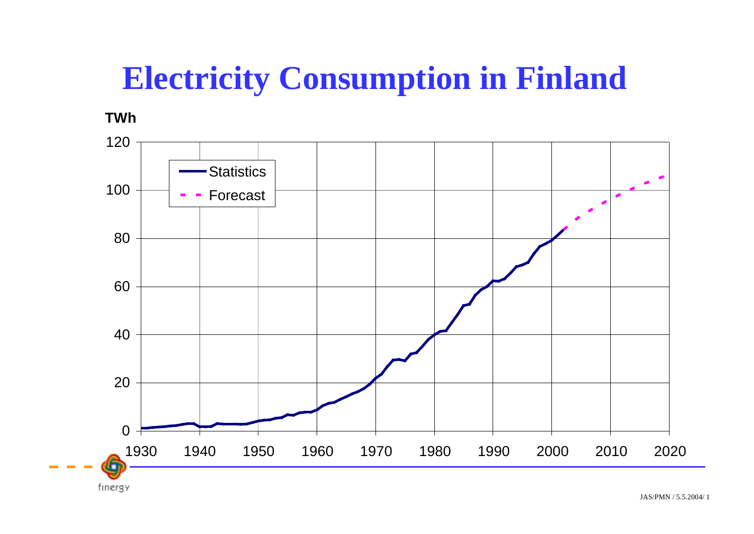# Electricity Consumption in Finland

TWh

120
100
80
60
40
20
0

Statistics
Forecast

1930 1940 1950 1960 1970 1980 1990 2000 2010 2020

finergy

JAS/PMN / 5.5.2004/ 1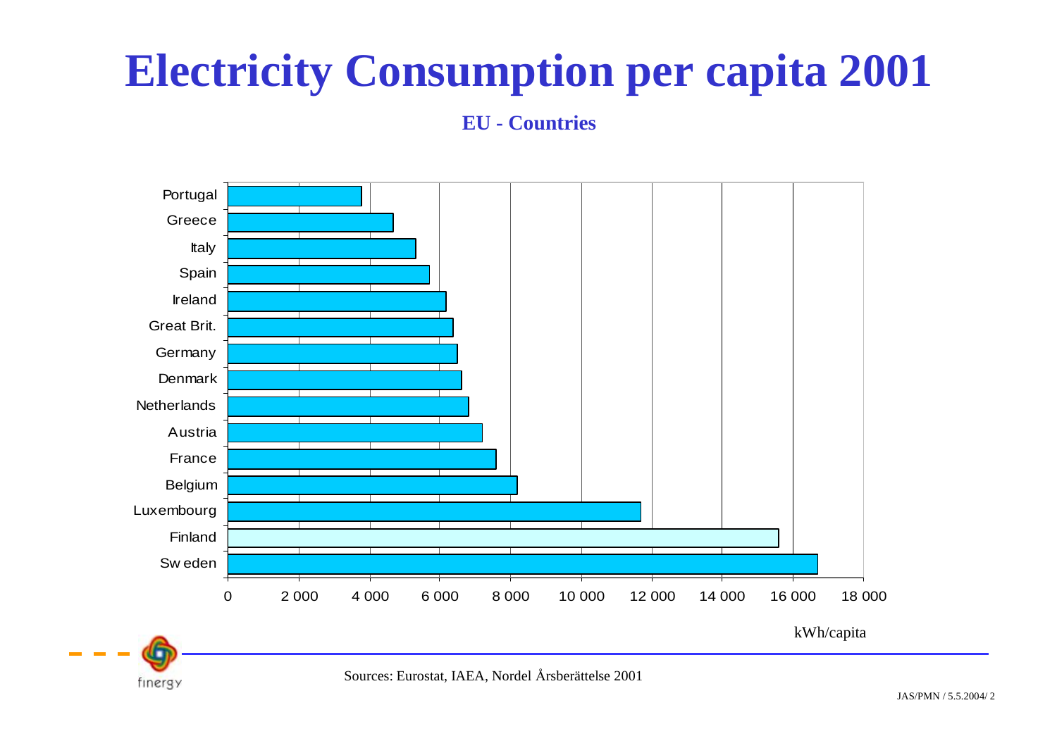# Electricity Consumption per capita 2001

**EU - Countries**

| Country | kWh/capita |
|---|---|
| Portugal | |
| Greece | |
| Italy | |
| Spain | |
| Ireland | |
| Great Brit. | |
| Germany | |
| Denmark | |
| Netherlands | |
| Austria | |
| France | |
| Belgium | |
| Luxembourg | |
| Finland | |
| Sweden | |

0 2 000 4 000 6 000 8 000 10 000 12 000 14 000 16 000 18 000

kWh/capita

Sources: Eurostat, IAEA, Nordel Årsberättelse 2001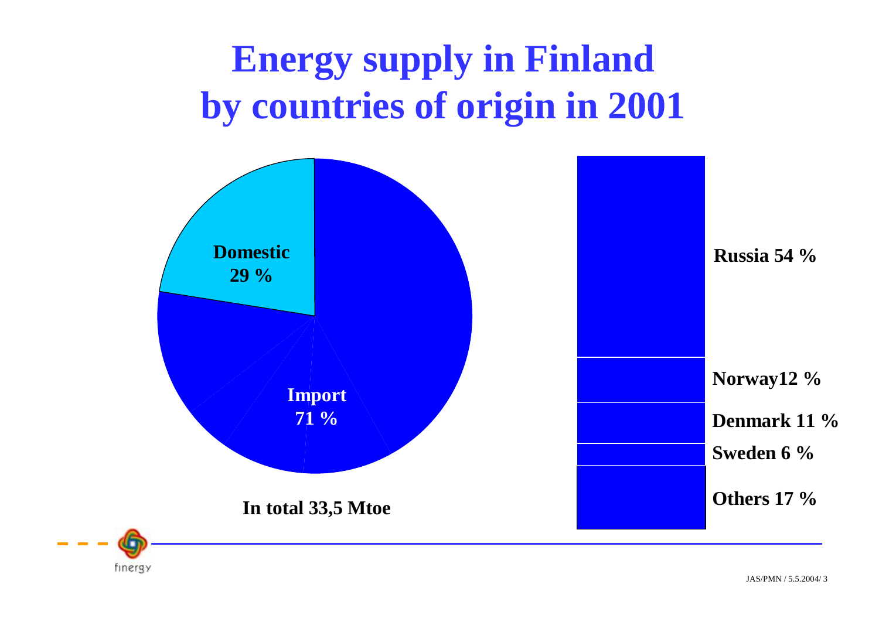# Energy supply in Finland by countries of origin in 2001

Domestic 29 %

Import 71 %

In total 33,5 Mtoe

Russia 54 %

Norway12 %

Denmark 11 %

Sweden 6 %

Others 17 %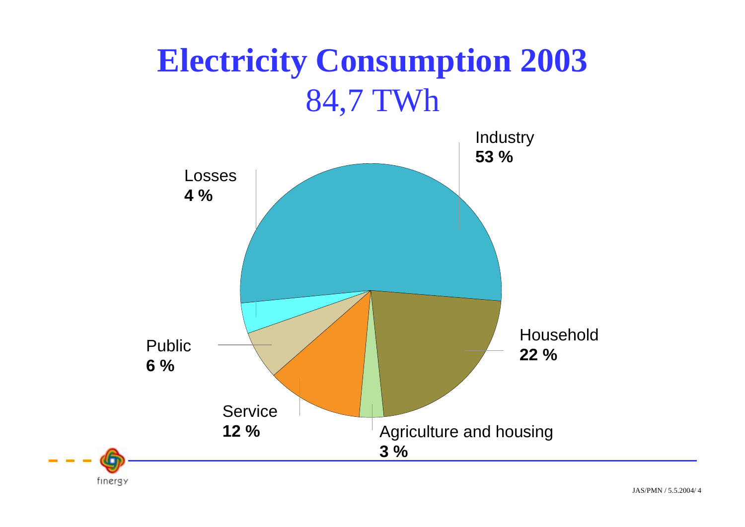# Electricity Consumption 2003

## 84,7 TWh

Industry **53 %**

Household **22 %**

Agriculture and housing **3 %**

Service **12 %**

Public **6 %**

Losses **4 %**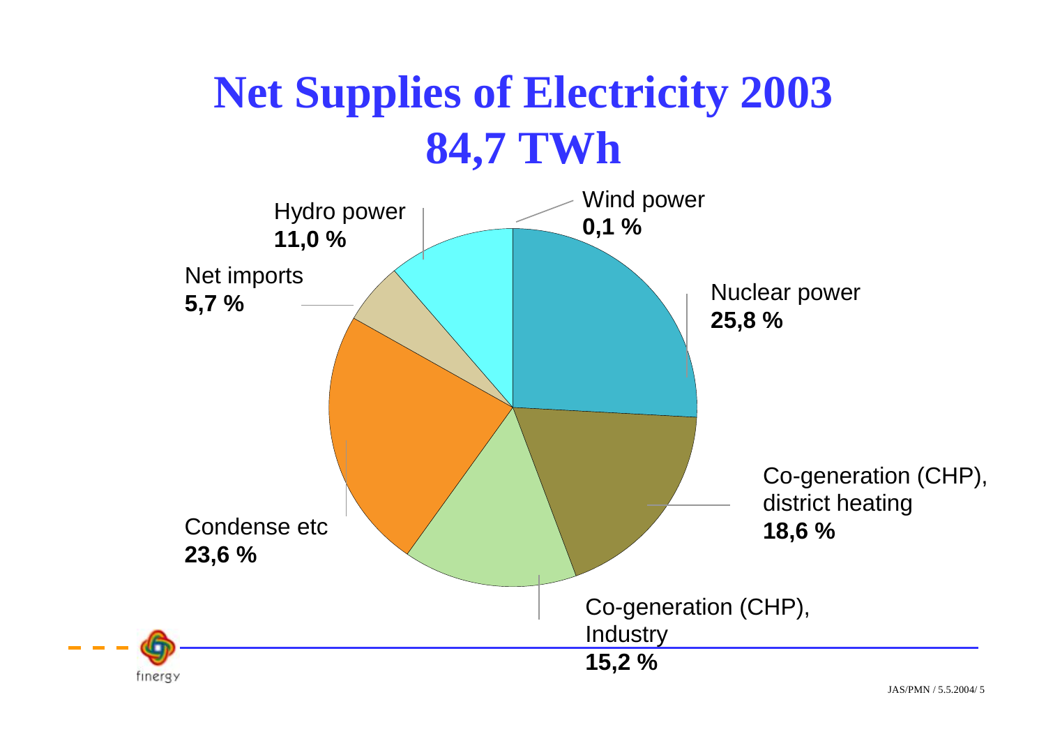# Net Supplies of Electricity 2003 84,7 TWh

Wind power
**0,1 %**

Nuclear power
**25,8 %**

Co-generation (CHP), district heating
**18,6 %**

Co-generation (CHP), Industry
**15,2 %**

Condense etc
**23,6 %**

Net imports
**5,7 %**

Hydro power
**11,0 %**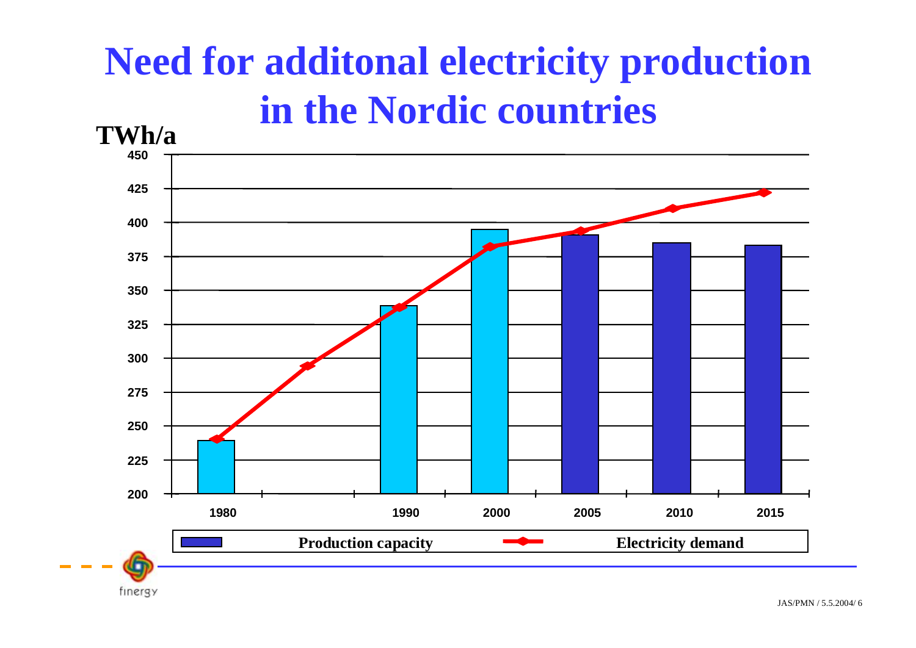# Need for additonal electricity production in the Nordic countries

TWh/a

450
425
400
375
350
325
300
275
250
225
200

1980 1990 2000 2005 2010 2015

Production capacity

Electricity demand

finergy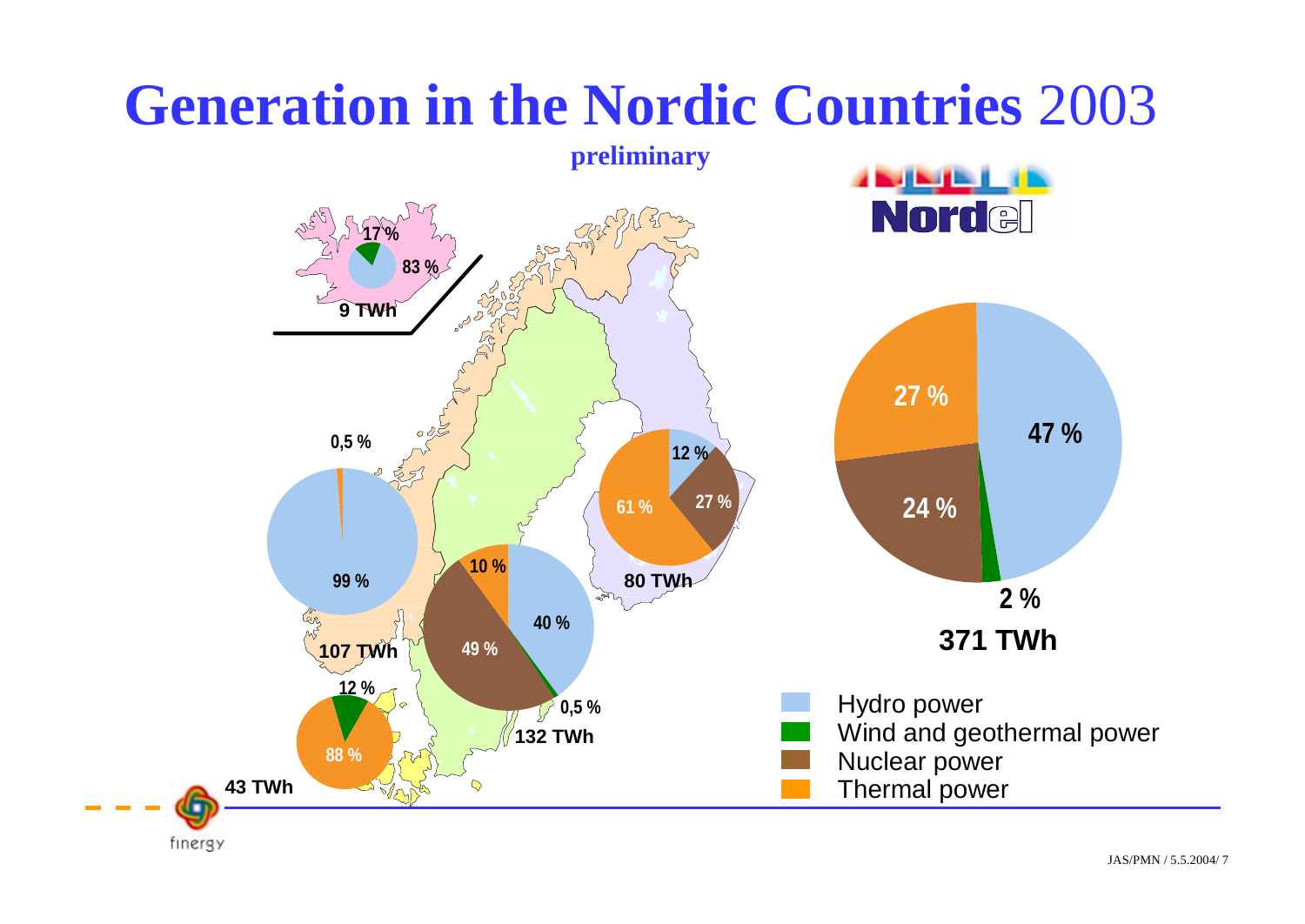# Generation in the Nordic Countries 2003

**preliminary**

Nordel

| Country | Total | Hydro power | Wind and geothermal power | Nuclear power | Thermal power |
|---|---|---|---|---|---|
| Iceland | 9 TWh | 83 % | 17 % | | |
| Norway | 107 TWh | 99 % | | | 0,5 % |
| Sweden | 132 TWh | 40 % | 0,5 % | 49 % | 10 % |
| Finland | 80 TWh | 12 % | | 27 % | 61 % |
| Denmark | 43 TWh | | 12 % | | 88 % |
| Nordic total | 371 TWh | 47 % | 2 % | 24 % | 27 % |

- Hydro power
- Wind and geothermal power
- Nuclear power
- Thermal power

finergy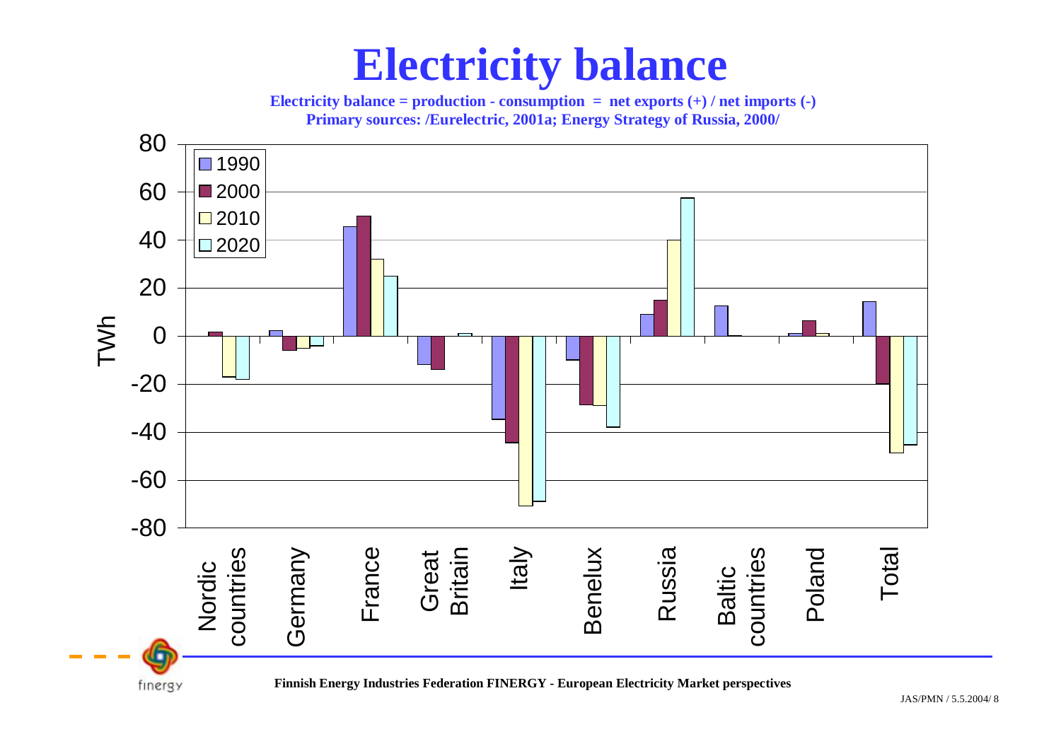# Electricity balance

**Electricity balance = production - consumption = net exports (+) / net imports (-)**
**Primary sources: /Eurelectric, 2001a; Energy Strategy of Russia, 2000/**

**Finnish Energy Industries Federation FINERGY - European Electricity Market perspectives**

JAS/PMN / 5.5.2004/ 8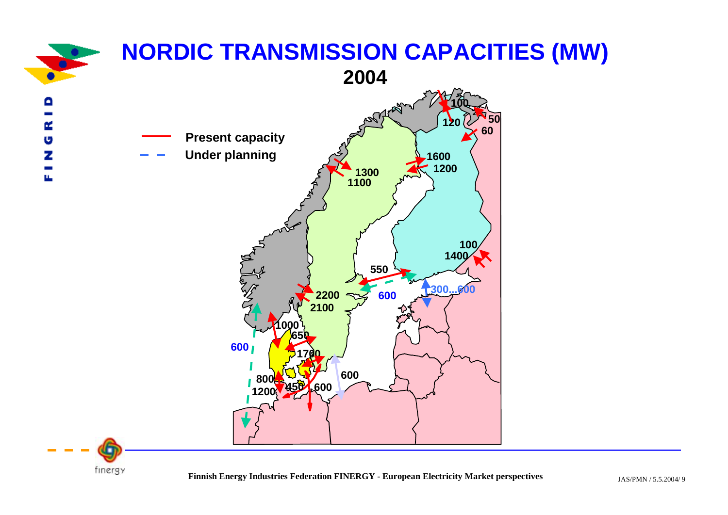# NORDIC TRANSMISSION CAPACITIES (MW)

## 2004

Present capacity

Under planning

100
120
50
60
1600
1200
1300
1100
100
1400
550
600
300...600
2200
2100
1000
650
600
1700
800
1200
450
600
600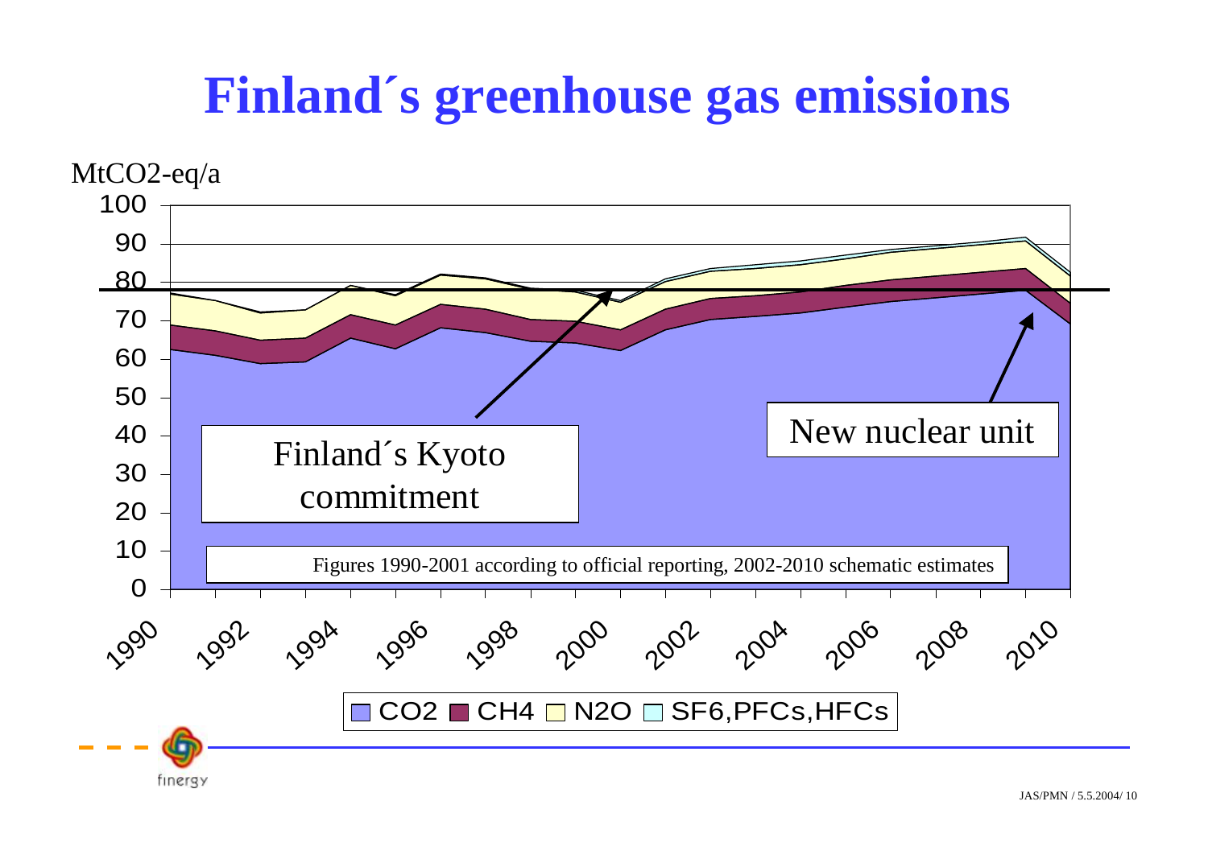# Finland´s greenhouse gas emissions

MtCO2-eq/a

Finland´s Kyoto commitment

New nuclear unit

Figures 1990-2001 according to official reporting, 2002-2010 schematic estimates

CO2 ■ CH4 □ N2O □ SF6,PFCs,HFCs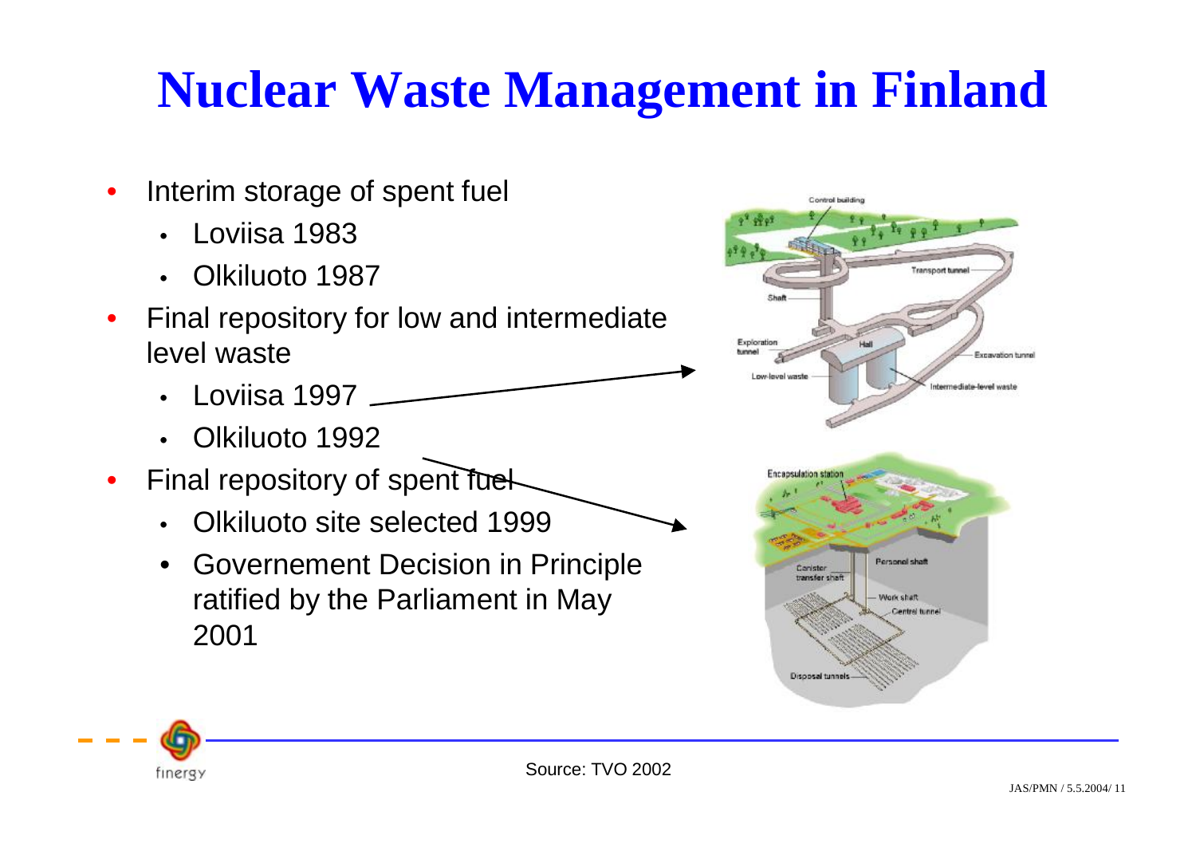# Nuclear Waste Management in Finland

- Interim storage of spent fuel
  - Loviisa 1983
  - Olkiluoto 1987
- Final repository for low and intermediate level waste
  - Loviisa 1997
  - Olkiluoto 1992
- Final repository of spent fuel
  - Olkiluoto site selected 1999
  - Governement Decision in Principle ratified by the Parliament in May 2001

Source: TVO 2002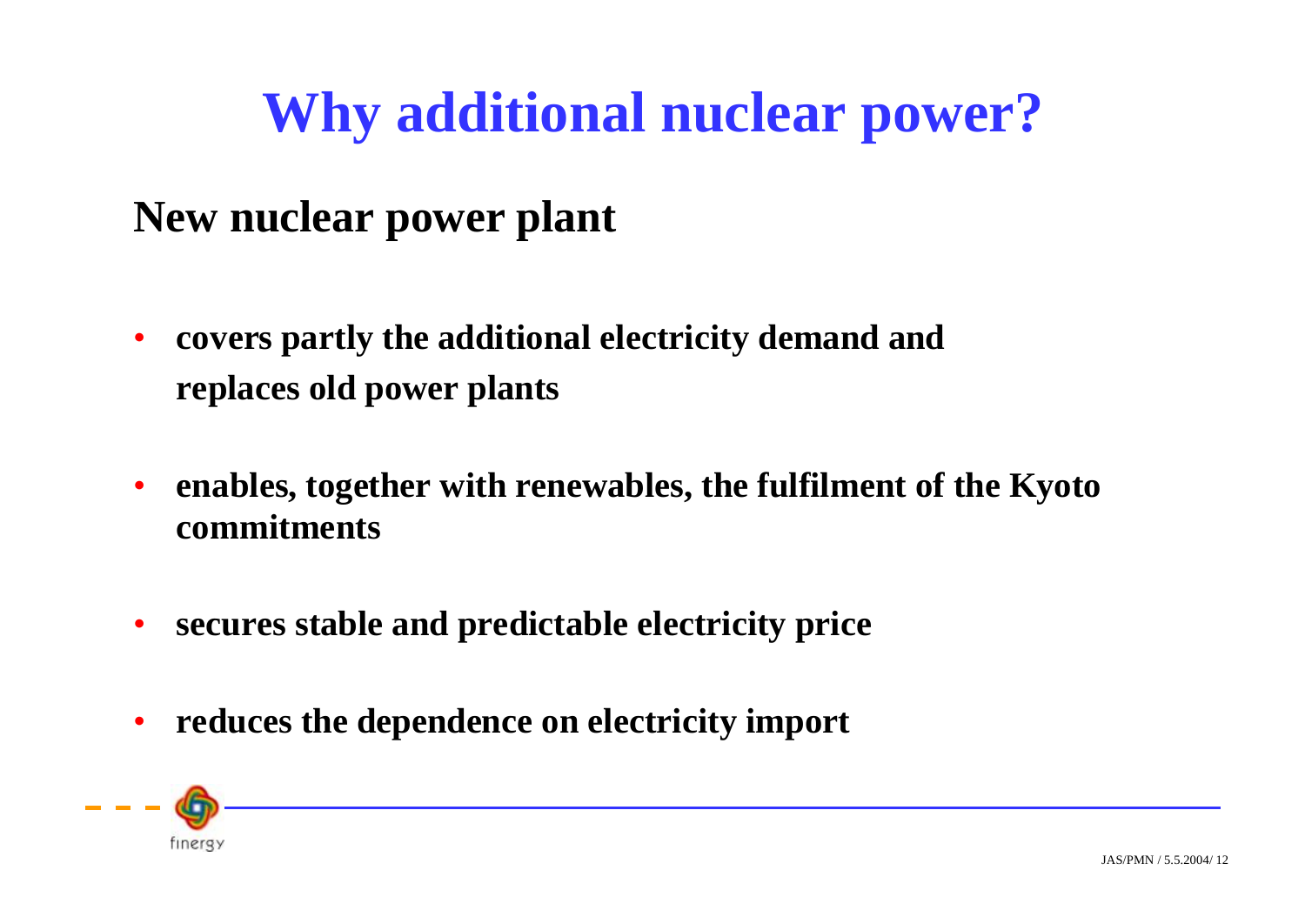# Why additional nuclear power?

## New nuclear power plant

- **covers partly the additional electricity demand and replaces old power plants**
- **enables, together with renewables, the fulfilment of the Kyoto commitments**
- **secures stable and predictable electricity price**
- **reduces the dependence on electricity import**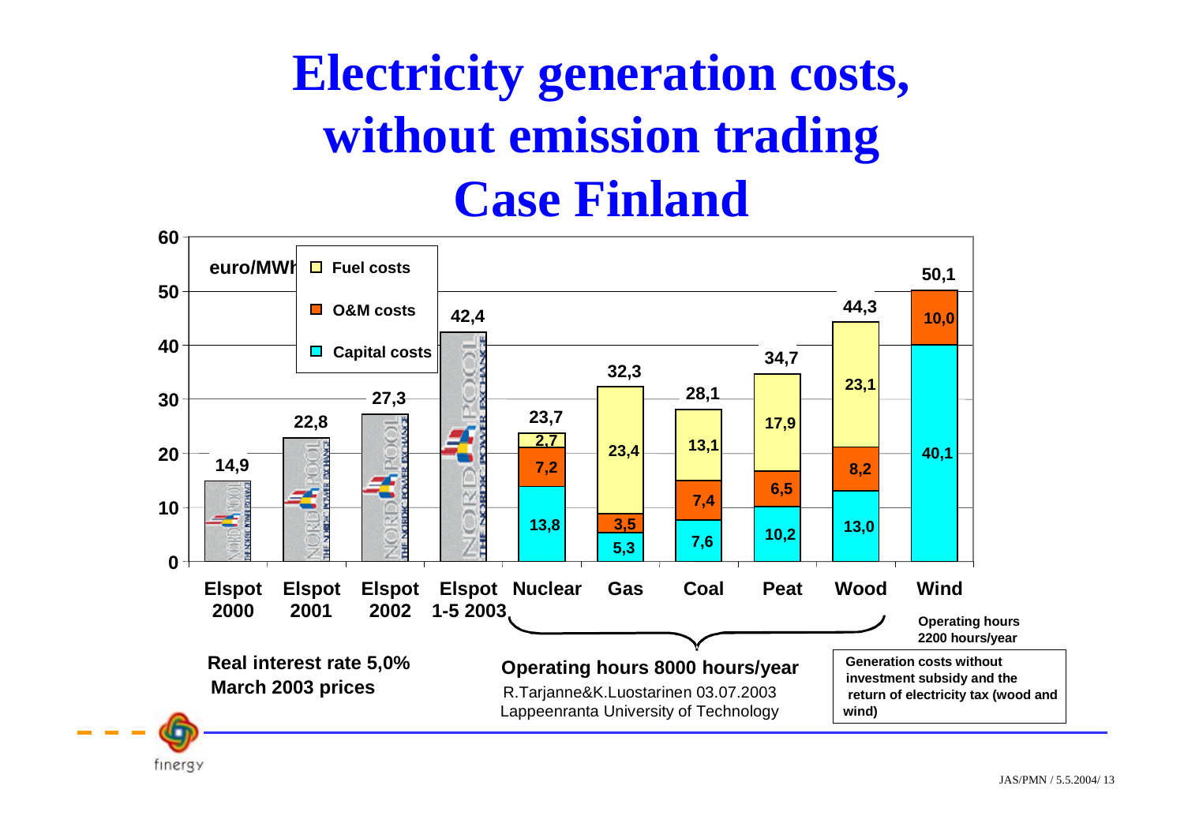# Electricity generation costs, without emission trading
# Case Finland

euro/MWh

| | Capital costs | O&M costs | Fuel costs | Total |
|---|---|---|---|---|
| Elspot 2000 | | | | 14,9 |
| Elspot 2001 | | | | 22,8 |
| Elspot 2002 | | | | 27,3 |
| Elspot 1-5 2003 | | | | 42,4 |
| Nuclear | 13,8 | 7,2 | 2,7 | 23,7 |
| Gas | 5,3 | 3,5 | 23,4 | 32,3 |
| Coal | 7,6 | 7,4 | 13,1 | 28,1 |
| Peat | 10,2 | 6,5 | 17,9 | 34,7 |
| Wood | 13,0 | 8,2 | 23,1 | 44,3 |
| Wind | 40,1 | 10,0 | | 50,1 |

Operating hours 8000 hours/year (Nuclear, Gas, Coal, Peat, Wood)

Operating hours 2200 hours/year (Wind)

Real interest rate 5,0%
March 2003 prices

R.Tarjanne&K.Luostarinen 03.07.2003
Lappeenranta University of Technology

Generation costs without investment subsidy and the return of electricity tax (wood and wind)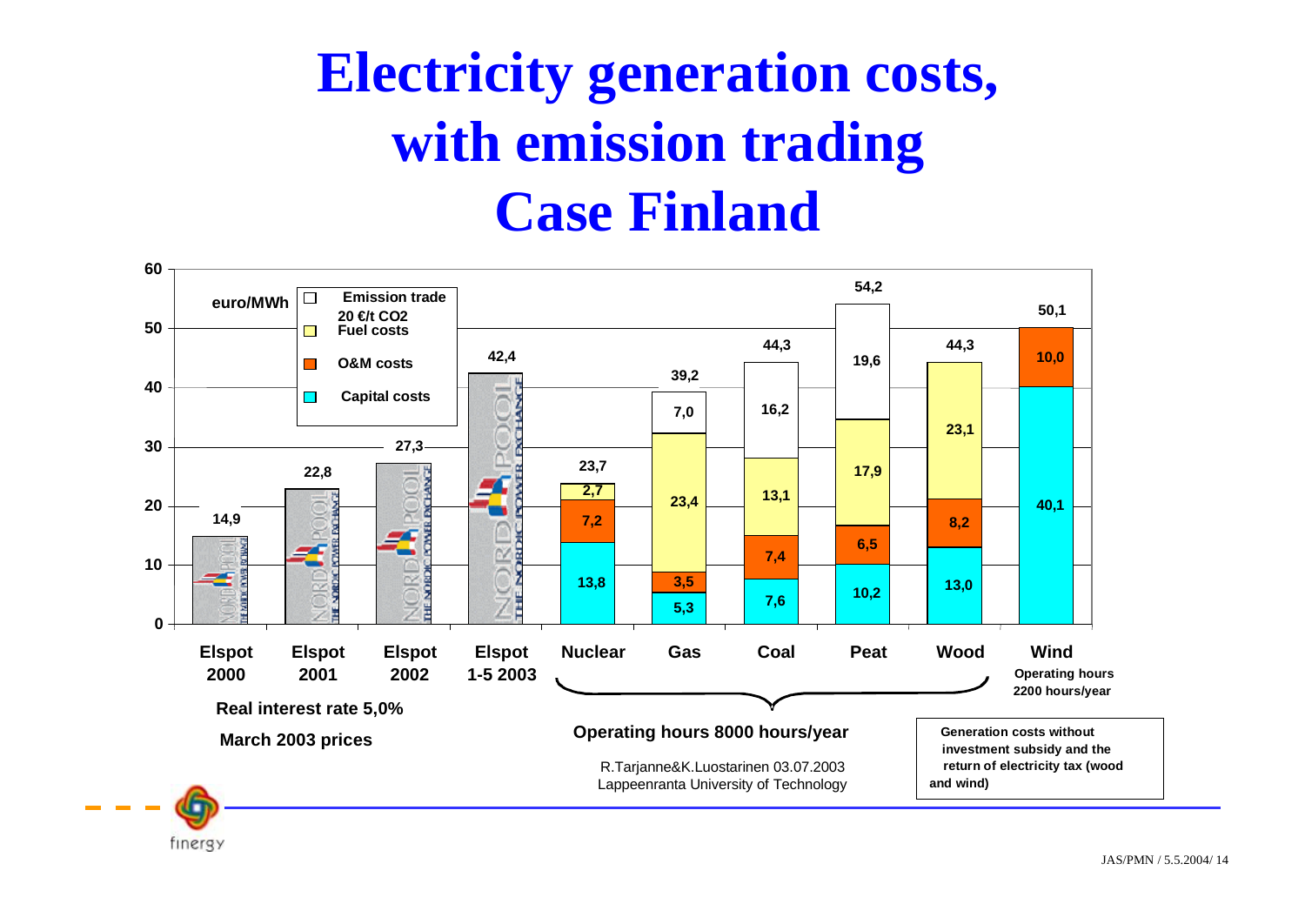# Electricity generation costs, with emission trading Case Finland

euro/MWh

Emission trade 20 €/t CO2

Fuel costs

O&M costs

Capital costs

60
50
40
30
20
10
0

Elspot 2000: 14,9

Elspot 2001: 22,8

Elspot 2002: 27,3

Elspot 1-5 2003: 42,4

Nuclear: 23,7 — 2,7; 7,2; 13,8

Gas: 39,2 — 7,0; 23,4; 3,5; 5,3

Coal: 44,3 — 16,2; 13,1; 7,4; 7,6

Peat: 54,2 — 19,6; 17,9; 6,5; 10,2

Wood: 44,3 — 23,1; 8,2; 13,0

Wind: 50,1 — 10,0; 40,1

Operating hours 2200 hours/year

Operating hours 8000 hours/year

Real interest rate 5,0%

March 2003 prices

R.Tarjanne&K.Luostarinen 03.07.2003
Lappeenranta University of Technology

Generation costs without investment subsidy and the return of electricity tax (wood and wind)

finergy